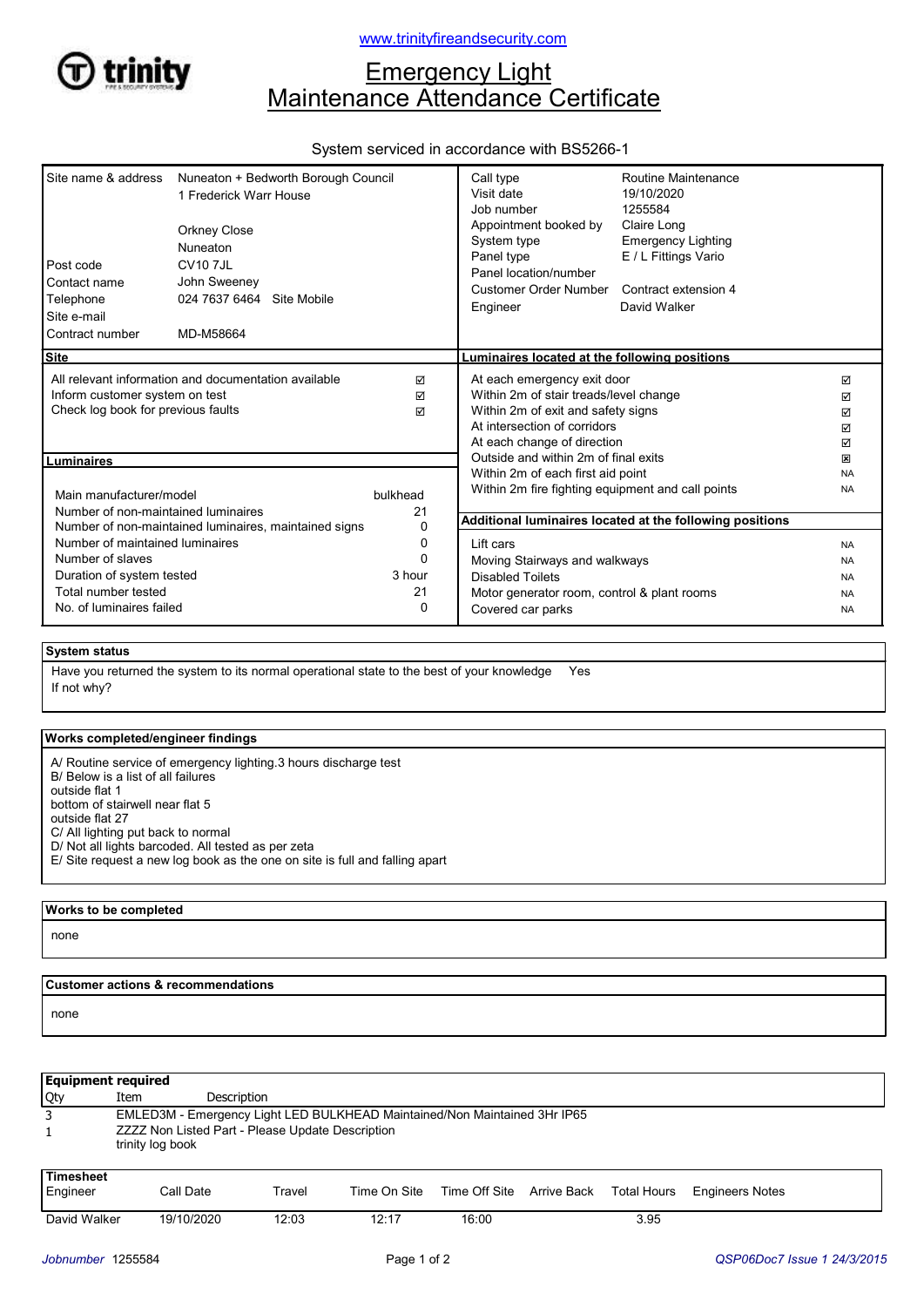www.trinityfireandsecurity.com

# Emergency Light Maintenance Attendance Certificate

System serviced in accordance with BS5266-1

| | |
|---|---|
| Site name & address | Nuneaton + Bedworth Borough Council<br>1 Frederick Warr House<br><br>Orkney Close<br>Nuneaton |
| Post code | CV10 7JL |
| Contact name | John Sweeney |
| Telephone | 024 7637 6464 Site Mobile |
| Site e-mail | |
| Contract number | MD-M58664 |

| | |
|---|---|
| Call type | Routine Maintenance |
| Visit date | 19/10/2020 |
| Job number | 1255584 |
| Appointment booked by | Claire Long |
| System type | Emergency Lighting |
| Panel type | E / L Fittings Vario |
| Panel location/number | |
| Customer Order Number | Contract extension 4 |
| Engineer | David Walker |

## Site

| | |
|---|---|
| All relevant information and documentation available | ☑ |
| Inform customer system on test | ☑ |
| Check log book for previous faults | ☑ |

## Luminaires

| | |
|---|---|
| Main manufacturer/model | bulkhead |
| Number of non-maintained luminaires | 21 |
| Number of non-maintained luminaires, maintained signs | 0 |
| Number of maintained luminaires | 0 |
| Number of slaves | 0 |
| Duration of system tested | 3 hour |
| Total number tested | 21 |
| No. of luminaires failed | 0 |

## Luminaires located at the following positions

| | |
|---|---|
| At each emergency exit door | ☑ |
| Within 2m of stair treads/level change | ☑ |
| Within 2m of exit and safety signs | ☑ |
| At intersection of corridors | ☑ |
| At each change of direction | ☑ |
| Outside and within 2m of final exits | ☒ |
| Within 2m of each first aid point | NA |
| Within 2m fire fighting equipment and call points | NA |

## Additional luminaires located at the following positions

| | |
|---|---|
| Lift cars | NA |
| Moving Stairways and walkways | NA |
| Disabled Toilets | NA |
| Motor generator room, control & plant rooms | NA |
| Covered car parks | NA |

## System status

Have you returned the system to its normal operational state to the best of your knowledge Yes

If not why?

## Works completed/engineer findings

A/ Routine service of emergency lighting.3 hours discharge test
B/ Below is a list of all failures
outside flat 1
bottom of stairwell near flat 5
outside flat 27
C/ All lighting put back to normal
D/ Not all lights barcoded. All tested as per zeta
E/ Site request a new log book as the one on site is full and falling apart

## Works to be completed

none

## Customer actions & recommendations

none

## Equipment required

| Qty | Item | Description |
|---|---|---|
| 3 | EMLED3M - Emergency Light LED BULKHEAD Maintained/Non Maintained 3Hr IP65 | |
| 1 | ZZZZ Non Listed Part - Please Update Description<br>trinity log book | |

## Timesheet

| Engineer | Call Date | Travel | Time On Site | Time Off Site | Arrive Back | Total Hours | Engineers Notes |
|---|---|---|---|---|---|---|---|
| David Walker | 19/10/2020 | 12:03 | 12:17 | 16:00 | | 3.95 | |

*Jobnumber* 1255584 *QSP06Doc7 Issue 1 24/3/2015*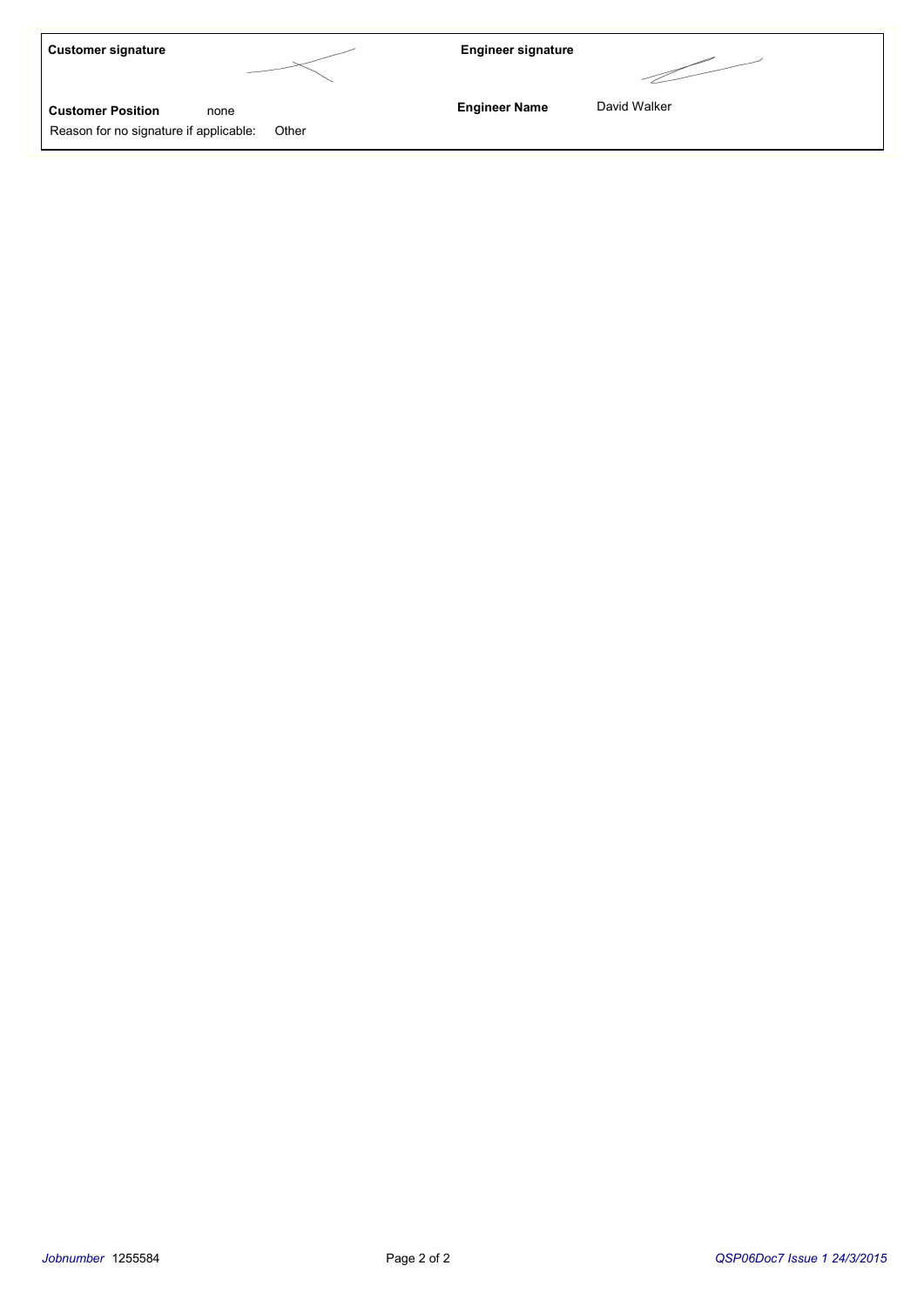| | | | |
|---|---|---|---|
| **Customer signature** | | **Engineer signature** | |
| **Customer Position** | none | **Engineer Name** | David Walker |
| Reason for no signature if applicable: | Other | | |

*Jobnumber* 1255584

*QSP06Doc7 Issue 1 24/3/2015*